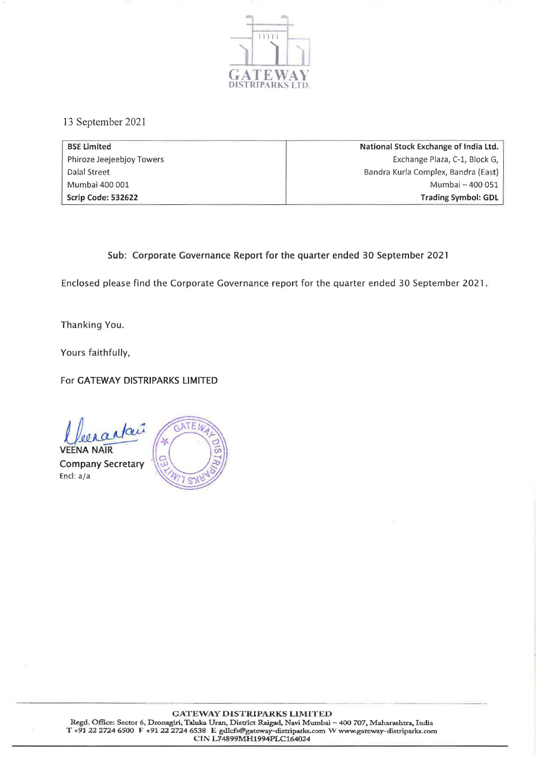GATEWAY
DISTRIPARKS LTD.

13 September 2021

| BSE Limited | National Stock Exchange of India Ltd. |
|---|---|
| Phiroze Jeejeebjoy Towers | Exchange Plaza, C-1, Block G, |
| Dalal Street | Bandra Kurla Complex, Bandra (East) |
| Mumbai 400 001 | Mumbai – 400 051 |
| **Scrip Code: 532622** | **Trading Symbol: GDL** |

Sub: Corporate Governance Report for the quarter ended 30 September 2021

Enclosed please find the Corporate Governance report for the quarter ended 30 September 2021.

Thanking You.

Yours faithfully,

For **GATEWAY DISTRIPARKS LIMITED**

VEENA NAIR
**Company Secretary**
Encl: a/a

**GATEWAY DISTRIPARKS LIMITED**
Regd. Office: Sector 6, Dronagiri, Taluka Uran, District Raigad, Navi Mumbai – 400 707, Maharashtra, India
T +91 22 2724 6500 F +91 22 2724 6538 E gdlcfs@gateway-distriparks.com W www.gateway-distriparks.com
CIN L74899MH1994PLC164024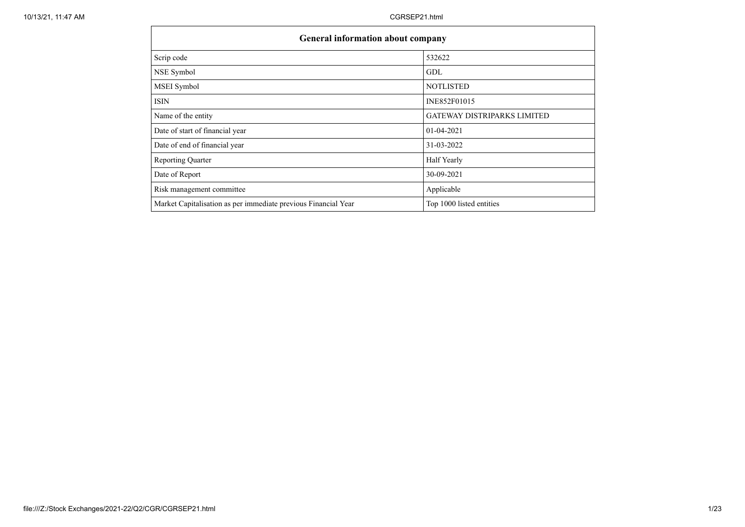| General information about company | |
|---|---|
| Scrip code | 532622 |
| NSE Symbol | GDL |
| MSEI Symbol | NOTLISTED |
| ISIN | INE852F01015 |
| Name of the entity | GATEWAY DISTRIPARKS LIMITED |
| Date of start of financial year | 01-04-2021 |
| Date of end of financial year | 31-03-2022 |
| Reporting Quarter | Half Yearly |
| Date of Report | 30-09-2021 |
| Risk management committee | Applicable |
| Market Capitalisation as per immediate previous Financial Year | Top 1000 listed entities |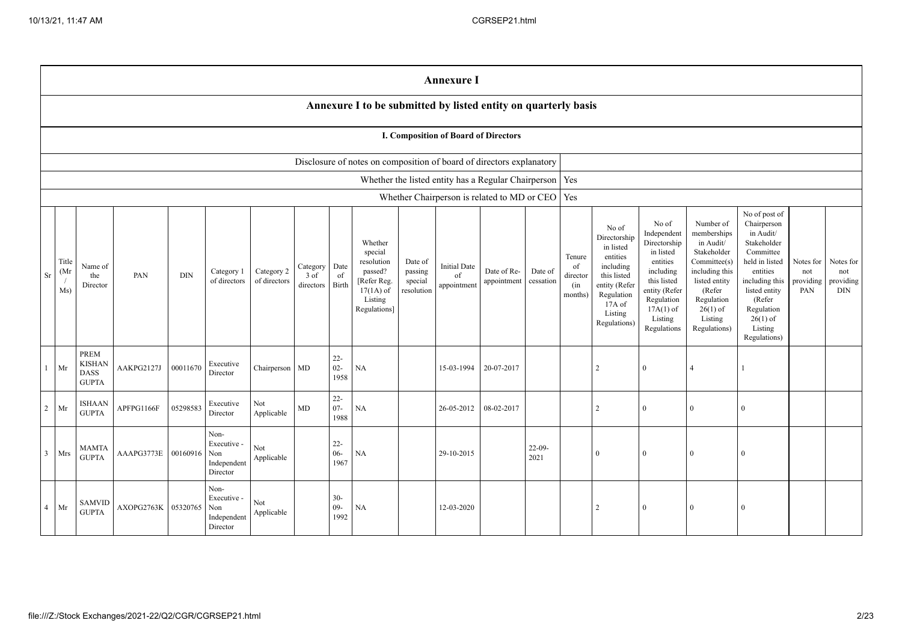# Annexure I

## Annexure I to be submitted by listed entity on quarterly basis

### I. Composition of Board of Directors

| | |
|---|---|
| Disclosure of notes on composition of board of directors explanatory | |
| Whether the listed entity has a Regular Chairperson | Yes |
| Whether Chairperson is related to MD or CEO | Yes |

| Sr | Title (Mr / Ms) | Name of the Director | PAN | DIN | Category 1 of directors | Category 2 of directors | Category 3 of directors | Date of Birth | Whether special resolution passed? [Refer Reg. 17(1A) of Listing Regulations] | Date of passing special resolution | Initial Date of appointment | Date of Re-appointment | Date of cessation | Tenure of director (in months) | No of Directorship in listed entities including this listed entity (Refer Regulation 17A of Listing Regulations) | No of Independent Directorship in listed entities including this listed entity (Refer Regulation 17A(1) of Listing Regulations | Number of memberships in Audit/ Stakeholder Committee(s) including this listed entity (Refer Regulation 26(1) of Listing Regulations) | No of post of Chairperson in Audit/ Stakeholder Committee held in listed entities including this listed entity (Refer Regulation 26(1) of Listing Regulations) | Notes for not providing PAN | Notes for not providing DIN |
|---|---|---|---|---|---|---|---|---|---|---|---|---|---|---|---|---|---|---|---|---|
| 1 | Mr | PREM KISHAN DASS GUPTA | AAKPG2127J | 00011670 | Executive Director | Chairperson | MD | 22-02-1958 | NA | | 15-03-1994 | 20-07-2017 | | | 2 | 0 | 4 | 1 | | |
| 2 | Mr | ISHAAN GUPTA | APFPG1166F | 05298583 | Executive Director | Not Applicable | MD | 22-07-1988 | NA | | 26-05-2012 | 08-02-2017 | | | 2 | 0 | 0 | 0 | | |
| 3 | Mrs | MAMTA GUPTA | AAAPG3773E | 00160916 | Non-Executive - Non Independent Director | Not Applicable | | 22-06-1967 | NA | | 29-10-2015 | | 22-09-2021 | | 0 | 0 | 0 | 0 | | |
| 4 | Mr | SAMVID GUPTA | AXOPG2763K | 05320765 | Non-Executive - Non Independent Director | Not Applicable | | 30-09-1992 | NA | | 12-03-2020 | | | | 2 | 0 | 0 | 0 | | |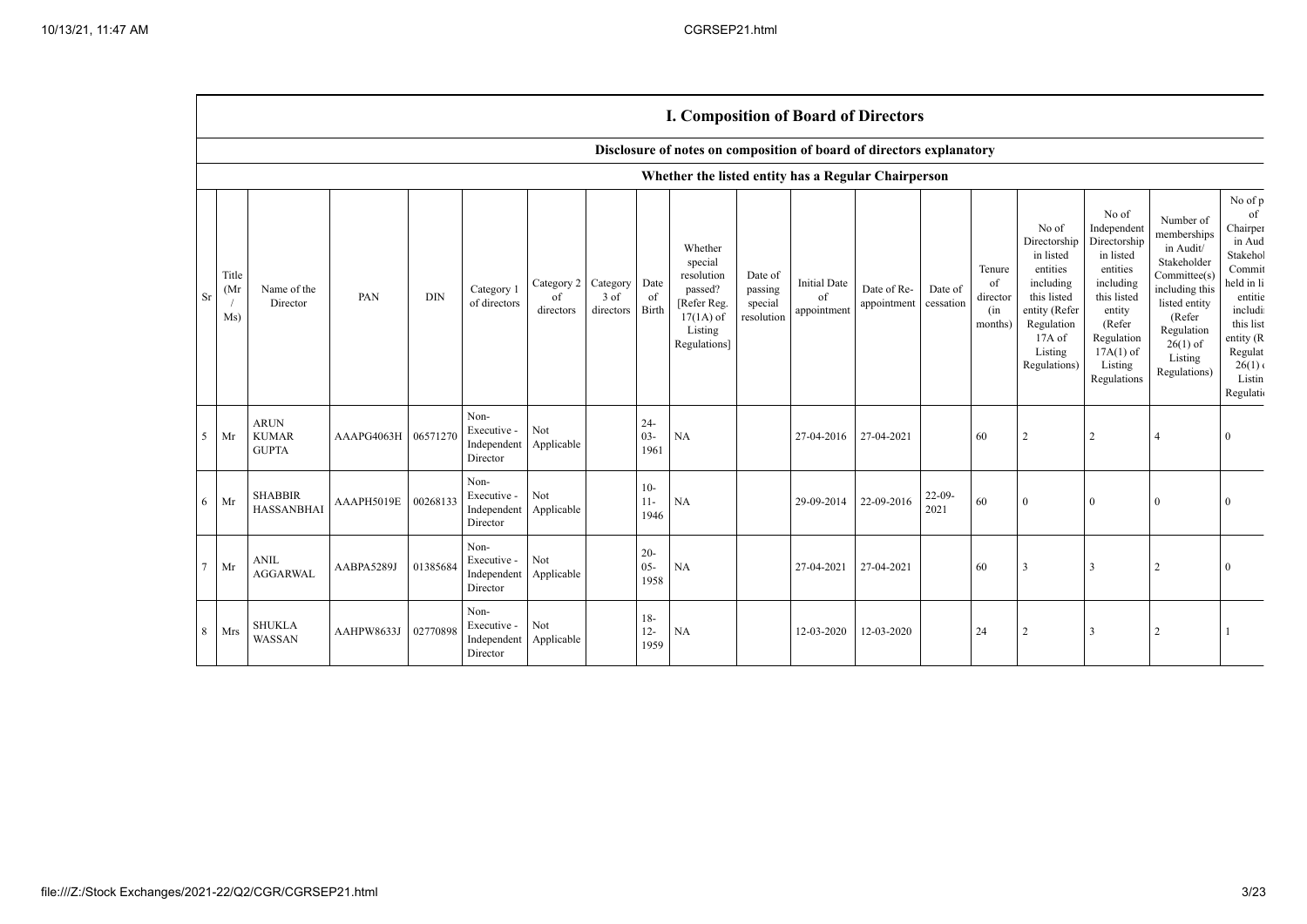# I. Composition of Board of Directors

## Disclosure of notes on composition of board of directors explanatory

### Whether the listed entity has a Regular Chairperson

| Sr | Title (Mr / Ms) | Name of the Director | PAN | DIN | Category 1 of directors | Category 2 of directors | Category 3 of directors | Date of Birth | Whether special resolution passed? [Refer Reg. 17(1A) of Listing Regulations] | Date of passing special resolution | Initial Date of appointment | Date of Re-appointment | Date of cessation | Tenure of director (in months) | No of Directorship in listed entities including this listed entity (Refer Regulation 17A of Listing Regulations) | No of Independent Directorship in listed entities including this listed entity (Refer Regulation 17A(1) of Listing Regulations | Number of memberships in Audit/ Stakeholder Committee(s) including this listed entity (Refer Regulation 26(1) of Listing Regulations) | No of p of Chairper in Aud Stakehol Commit held in li entitie includi this list entity (R Regulat 26(1) Listin Regulatio |
|---|---|---|---|---|---|---|---|---|---|---|---|---|---|---|---|---|---|---|
| 5 | Mr | ARUN KUMAR GUPTA | AAAPG4063H | 06571270 | Non-Executive - Independent Director | Not Applicable | | 24-03-1961 | NA | | 27-04-2016 | 27-04-2021 | | 60 | 2 | 2 | 4 | 0 |
| 6 | Mr | SHABBIR HASSANBHAI | AAAPH5019E | 00268133 | Non-Executive - Independent Director | Not Applicable | | 10-11-1946 | NA | | 29-09-2014 | 22-09-2016 | 22-09-2021 | 60 | 0 | 0 | 0 | 0 |
| 7 | Mr | ANIL AGGARWAL | AABPA5289J | 01385684 | Non-Executive - Independent Director | Not Applicable | | 20-05-1958 | NA | | 27-04-2021 | 27-04-2021 | | 60 | 3 | 3 | 2 | 0 |
| 8 | Mrs | SHUKLA WASSAN | AAHPW8633J | 02770898 | Non-Executive - Independent Director | Not Applicable | | 18-12-1959 | NA | | 12-03-2020 | 12-03-2020 | | 24 | 2 | 3 | 2 | 1 |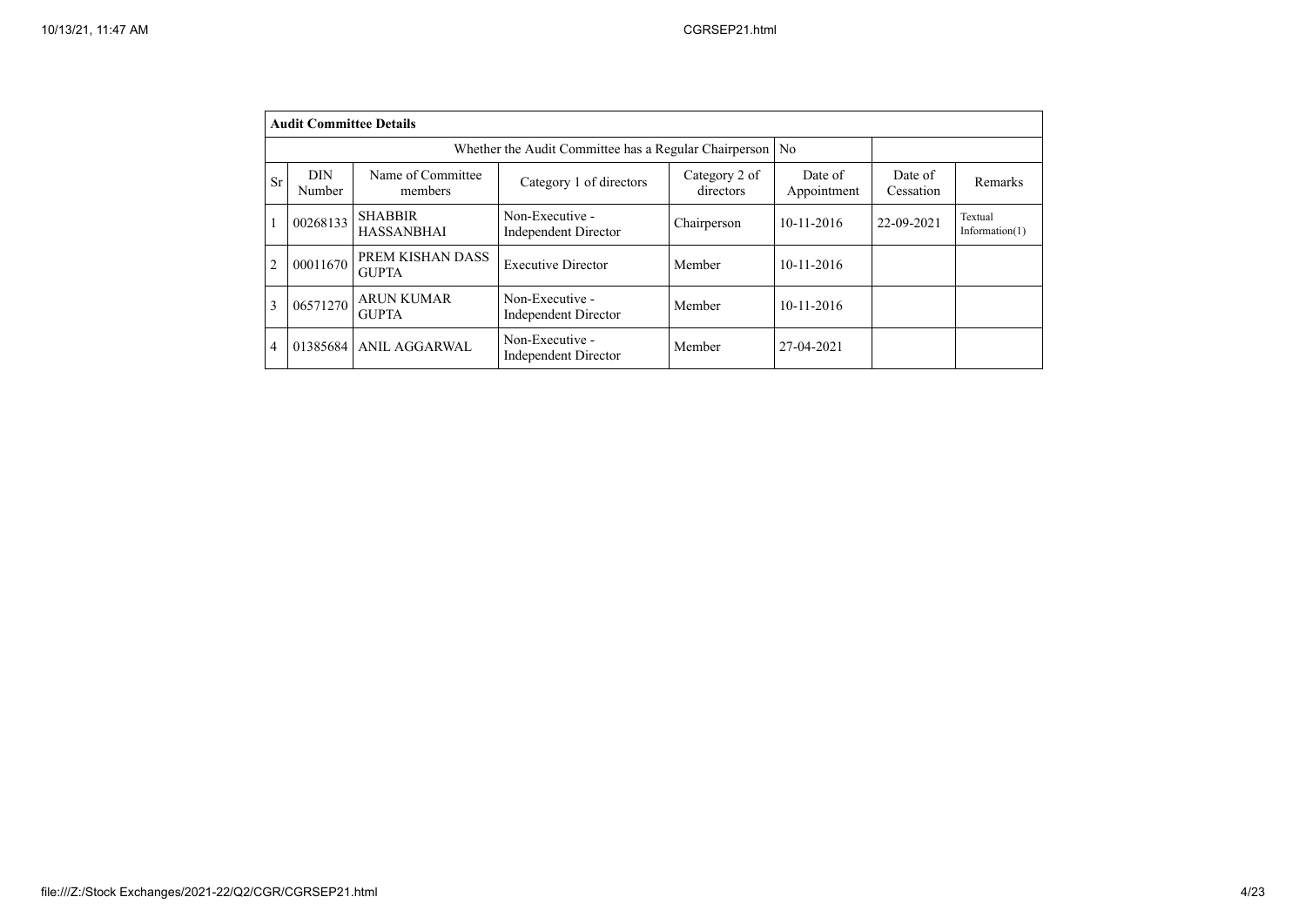| Audit Committee Details | | | | | | | |
|---|---|---|---|---|---|---|---|
| Whether the Audit Committee has a Regular Chairperson | | | | No | | | |
| Sr | DIN Number | Name of Committee members | Category 1 of directors | Category 2 of directors | Date of Appointment | Date of Cessation | Remarks |
| 1 | 00268133 | SHABBIR HASSANBHAI | Non-Executive - Independent Director | Chairperson | 10-11-2016 | 22-09-2021 | Textual Information(1) |
| 2 | 00011670 | PREM KISHAN DASS GUPTA | Executive Director | Member | 10-11-2016 | | |
| 3 | 06571270 | ARUN KUMAR GUPTA | Non-Executive - Independent Director | Member | 10-11-2016 | | |
| 4 | 01385684 | ANIL AGGARWAL | Non-Executive - Independent Director | Member | 27-04-2021 | | |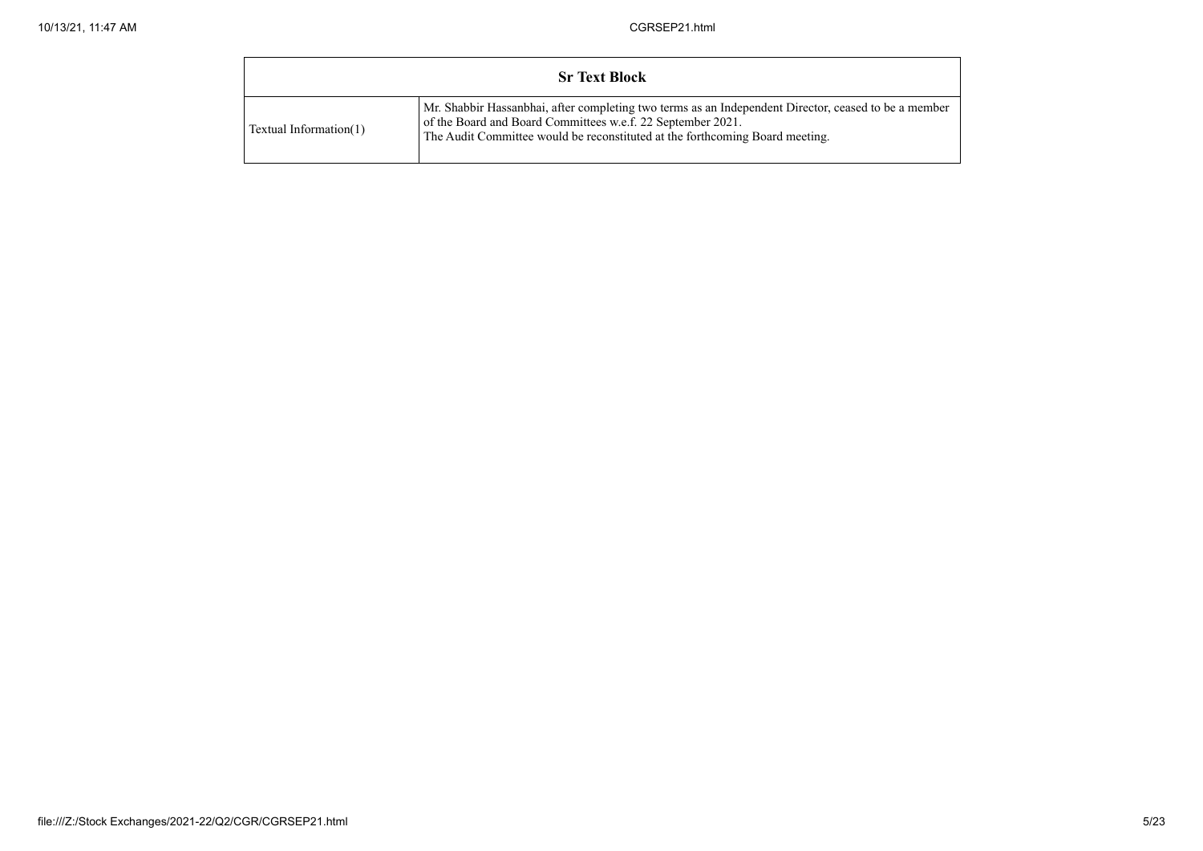| Sr Text Block | |
| --- | --- |
| Textual Information(1) | Mr. Shabbir Hassanbhai, after completing two terms as an Independent Director, ceased to be a member of the Board and Board Committees w.e.f. 22 September 2021.<br>The Audit Committee would be reconstituted at the forthcoming Board meeting. |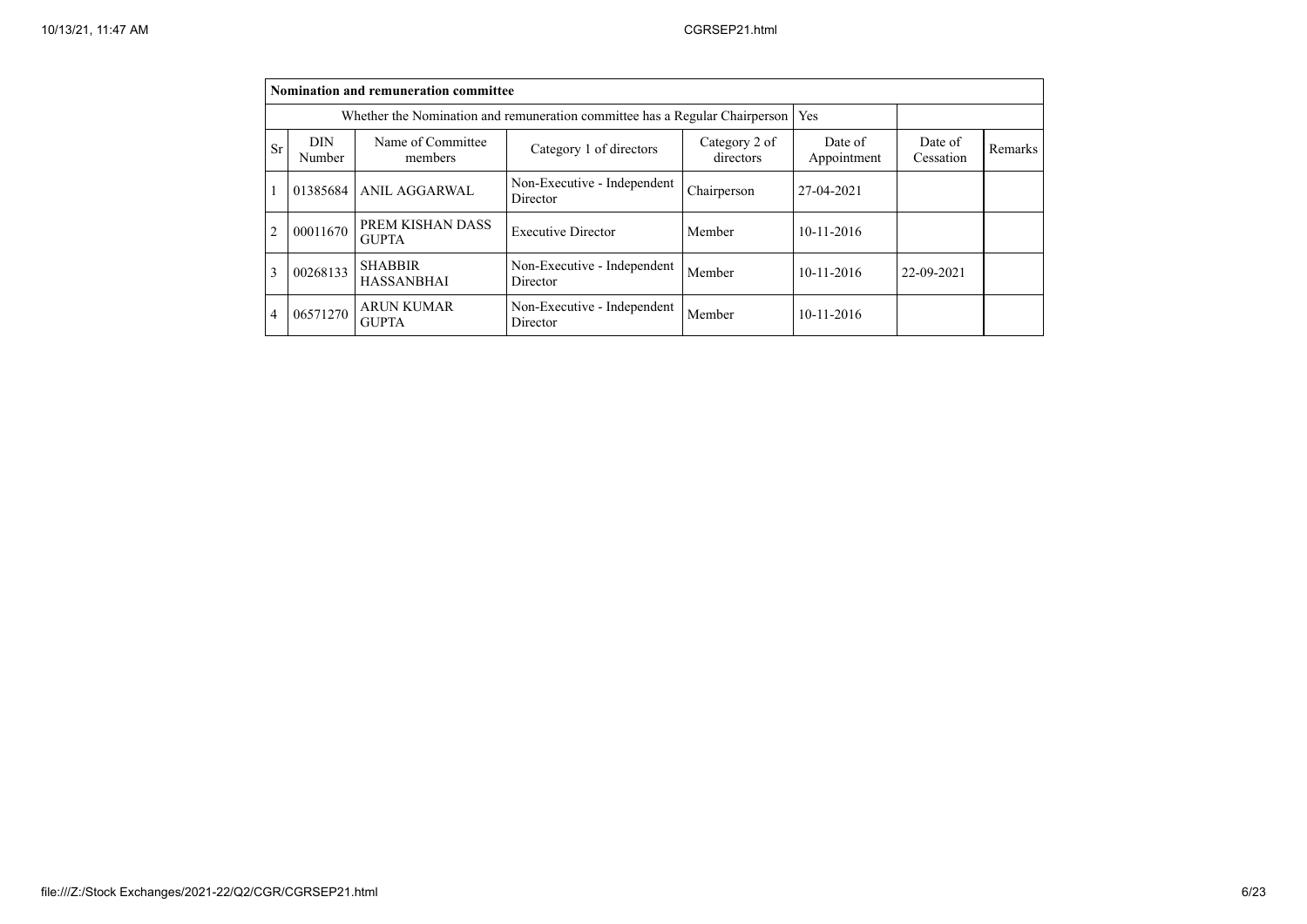| Nomination and remuneration committee | | | | | | | |
|---|---|---|---|---|---|---|---|
| Whether the Nomination and remuneration committee has a Regular Chairperson | | | | | Yes | | |
| Sr | DIN Number | Name of Committee members | Category 1 of directors | Category 2 of directors | Date of Appointment | Date of Cessation | Remarks |
| 1 | 01385684 | ANIL AGGARWAL | Non-Executive - Independent Director | Chairperson | 27-04-2021 | | |
| 2 | 00011670 | PREM KISHAN DASS GUPTA | Executive Director | Member | 10-11-2016 | | |
| 3 | 00268133 | SHABBIR HASSANBHAI | Non-Executive - Independent Director | Member | 10-11-2016 | 22-09-2021 | |
| 4 | 06571270 | ARUN KUMAR GUPTA | Non-Executive - Independent Director | Member | 10-11-2016 | | |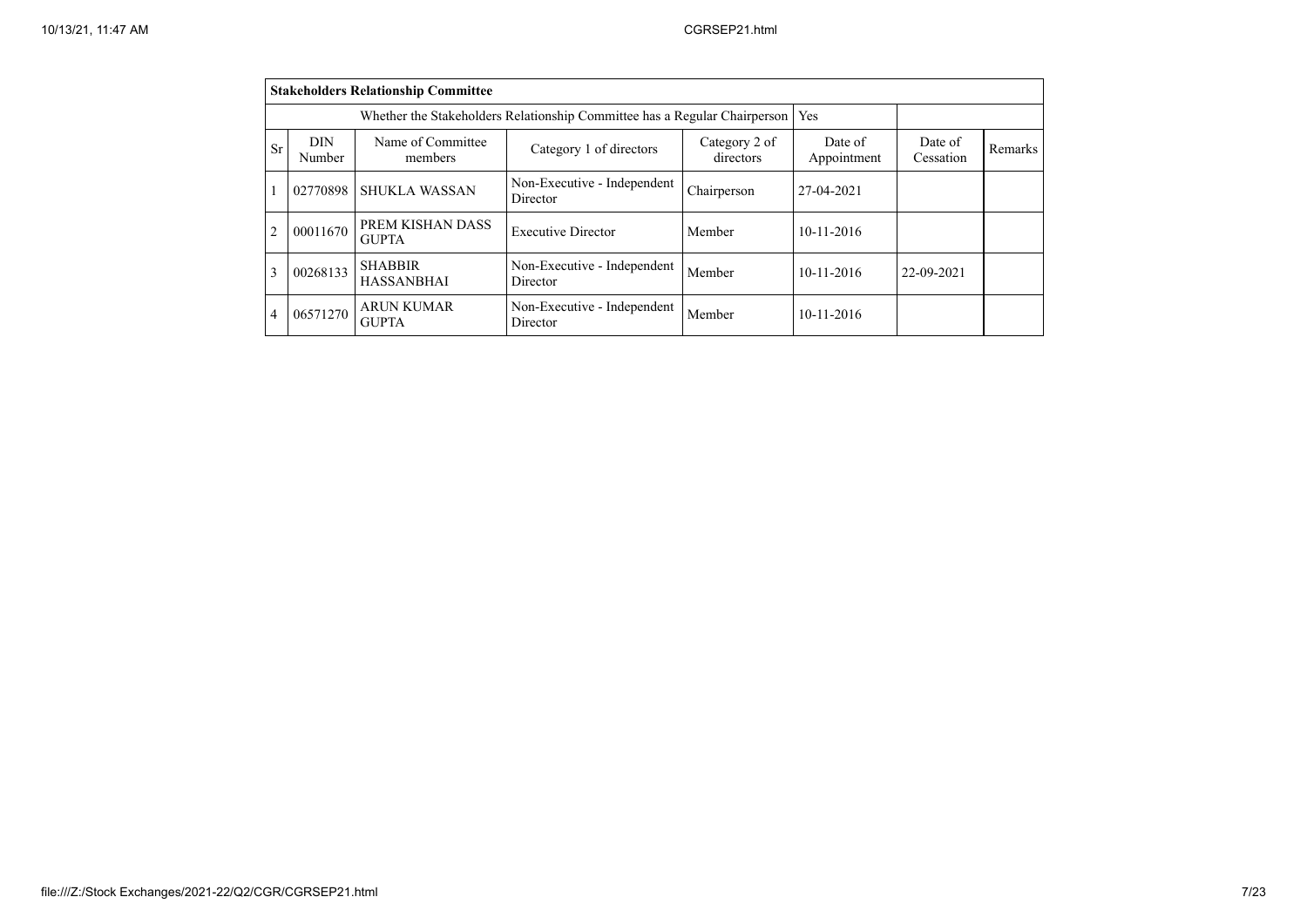| **Stakeholders Relationship Committee** | | | | | | | |
|---|---|---|---|---|---|---|---|
| Whether the Stakeholders Relationship Committee has a Regular Chairperson | | | | | Yes | | |
| Sr | DIN Number | Name of Committee members | Category 1 of directors | Category 2 of directors | Date of Appointment | Date of Cessation | Remarks |
| 1 | 02770898 | SHUKLA WASSAN | Non-Executive - Independent Director | Chairperson | 27-04-2021 | | |
| 2 | 00011670 | PREM KISHAN DASS GUPTA | Executive Director | Member | 10-11-2016 | | |
| 3 | 00268133 | SHABBIR HASSANBHAI | Non-Executive - Independent Director | Member | 10-11-2016 | 22-09-2021 | |
| 4 | 06571270 | ARUN KUMAR GUPTA | Non-Executive - Independent Director | Member | 10-11-2016 | | |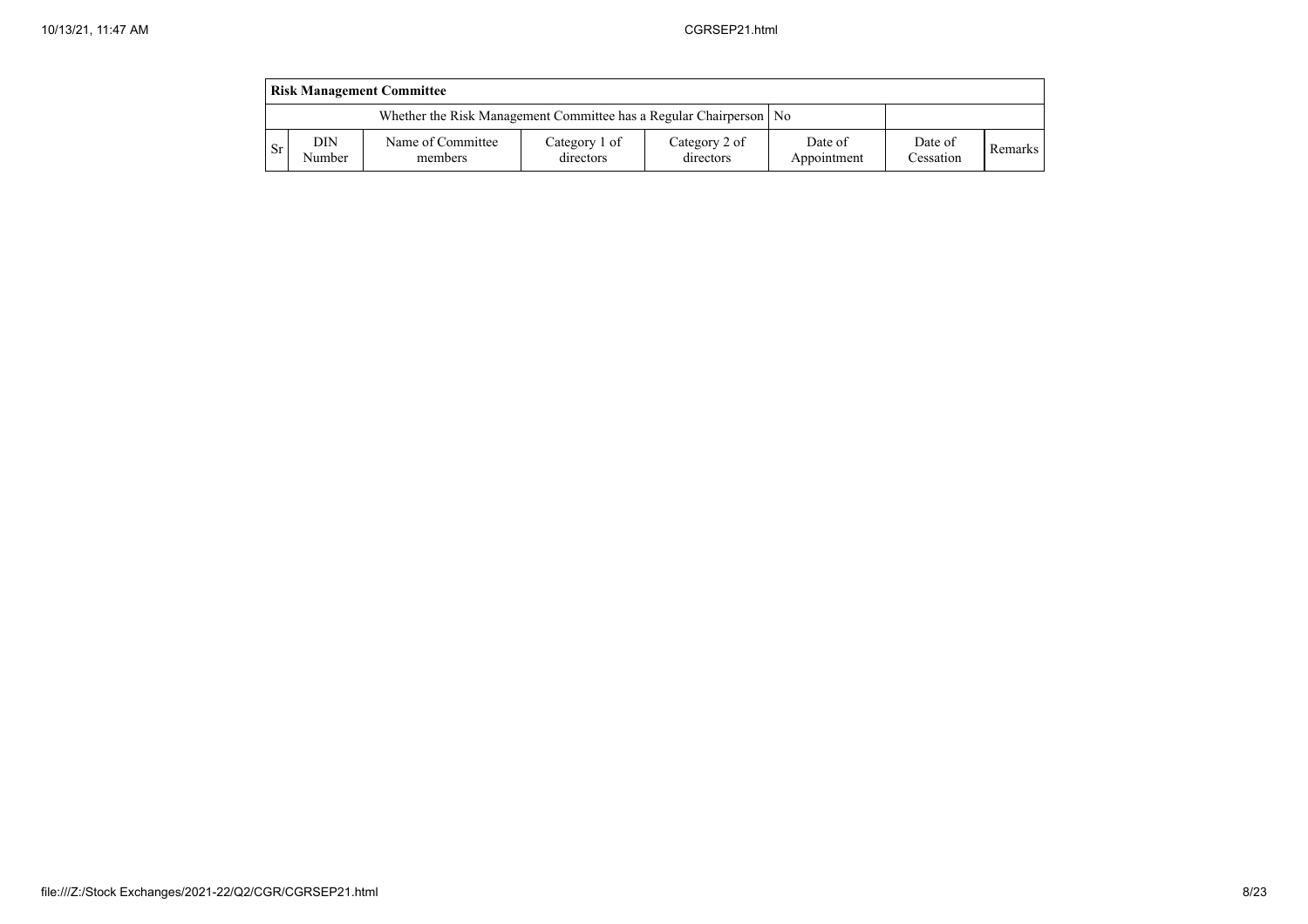| Risk Management Committee | | | | | | | |
|---|---|---|---|---|---|---|---|
| Whether the Risk Management Committee has a Regular Chairperson | | | | | No | | |
| Sr | DIN Number | Name of Committee members | Category 1 of directors | Category 2 of directors | Date of Appointment | Date of Cessation | Remarks |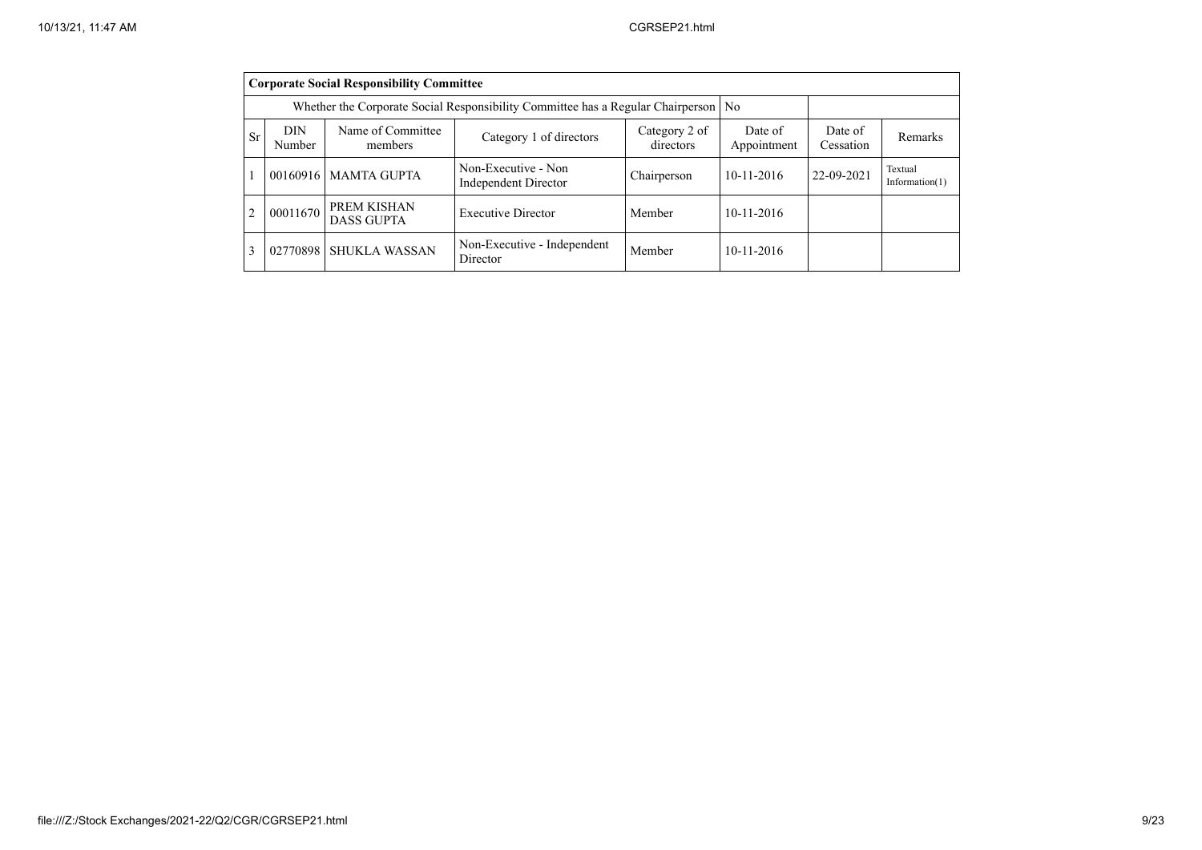| Corporate Social Responsibility Committee | | | | | | | |
|---|---|---|---|---|---|---|---|
| Whether the Corporate Social Responsibility Committee has a Regular Chairperson | | | | | No | | |
| Sr | DIN Number | Name of Committee members | Category 1 of directors | Category 2 of directors | Date of Appointment | Date of Cessation | Remarks |
| 1 | 00160916 | MAMTA GUPTA | Non-Executive - Non Independent Director | Chairperson | 10-11-2016 | 22-09-2021 | Textual Information(1) |
| 2 | 00011670 | PREM KISHAN DASS GUPTA | Executive Director | Member | 10-11-2016 | | |
| 3 | 02770898 | SHUKLA WASSAN | Non-Executive - Independent Director | Member | 10-11-2016 | | |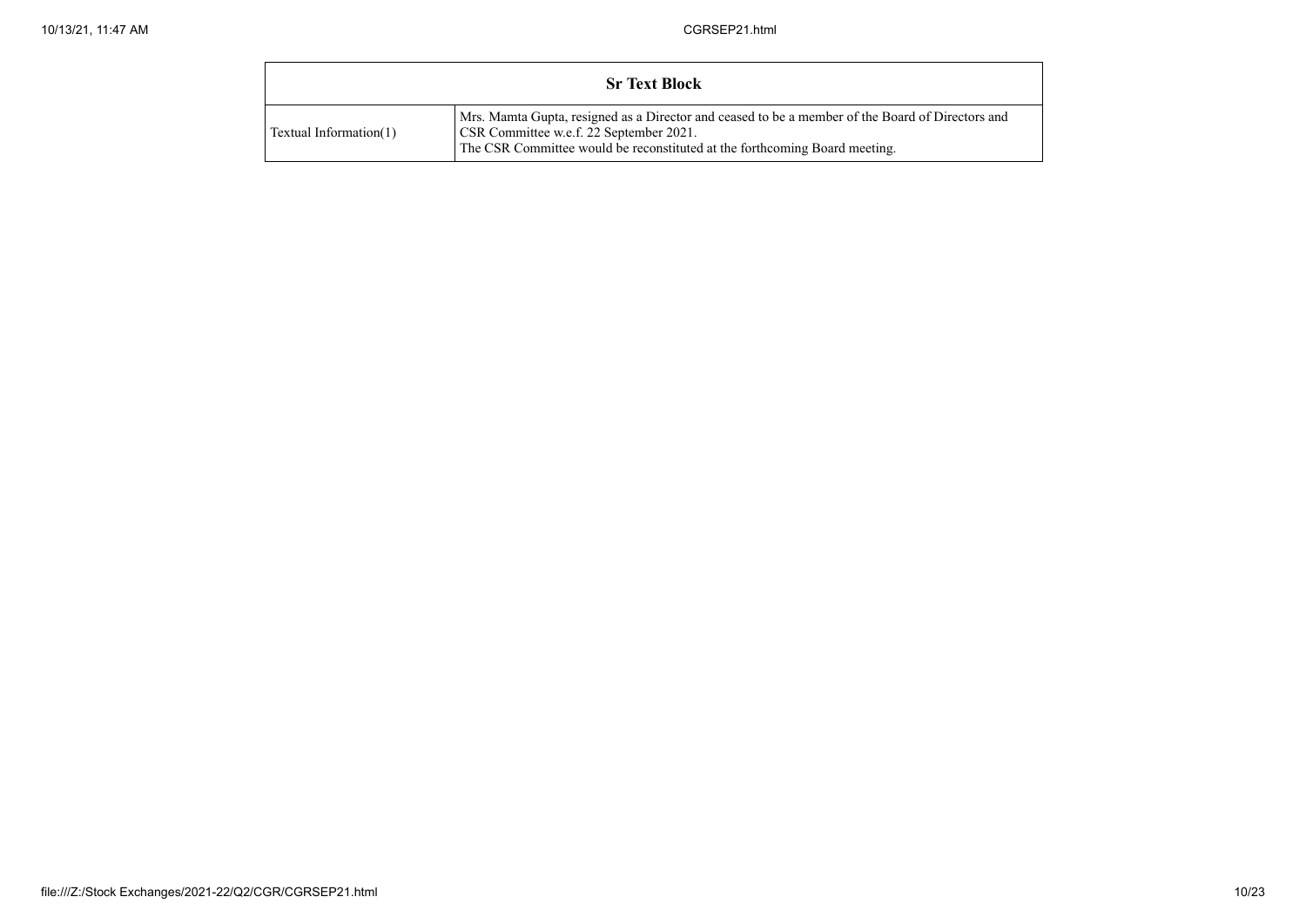| Sr Text Block | |
| --- | --- |
| Textual Information(1) | Mrs. Mamta Gupta, resigned as a Director and ceased to be a member of the Board of Directors and CSR Committee w.e.f. 22 September 2021.<br>The CSR Committee would be reconstituted at the forthcoming Board meeting. |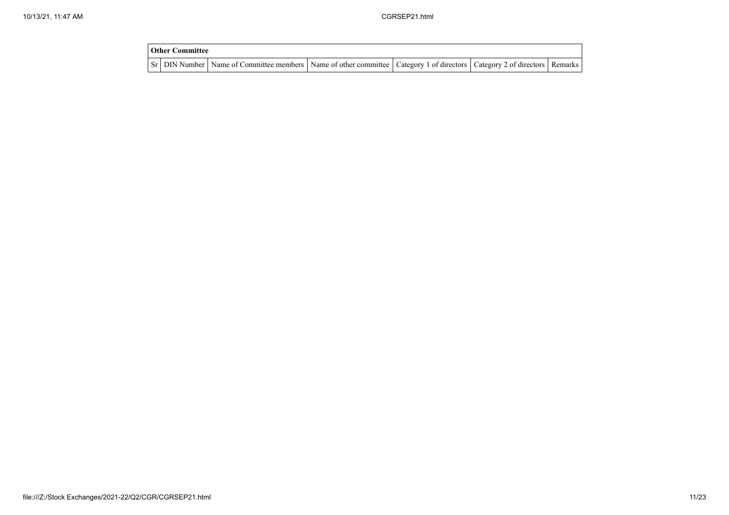| Other Committee | | | | | | |
|---|---|---|---|---|---|---|
| Sr | DIN Number | Name of Committee members | Name of other committee | Category 1 of directors | Category 2 of directors | Remarks |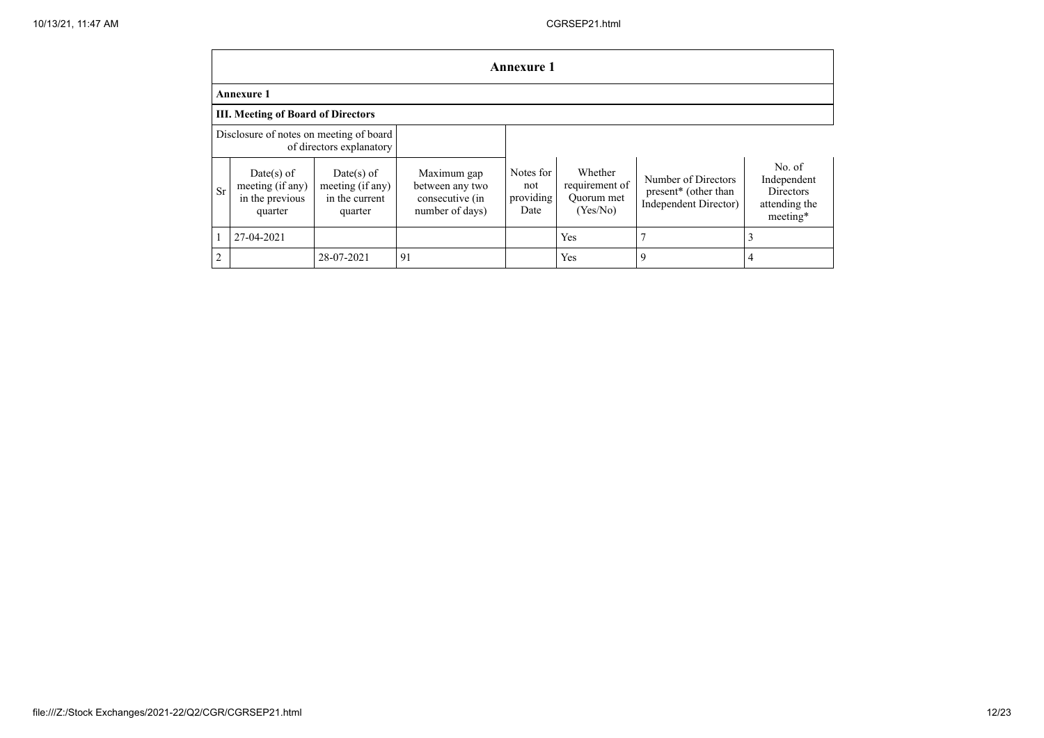# Annexure 1

## Annexure 1

### III. Meeting of Board of Directors

| Disclosure of notes on meeting of board of directors explanatory | | | | | | | |
|---|---|---|---|---|---|---|---|
| Sr | Date(s) of meeting (if any) in the previous quarter | Date(s) of meeting (if any) in the current quarter | Maximum gap between any two consecutive (in number of days) | Notes for not providing Date | Whether requirement of Quorum met (Yes/No) | Number of Directors present* (other than Independent Director) | No. of Independent Directors attending the meeting* |
| 1 | 27-04-2021 | | | | Yes | 7 | 3 |
| 2 | | 28-07-2021 | 91 | | Yes | 9 | 4 |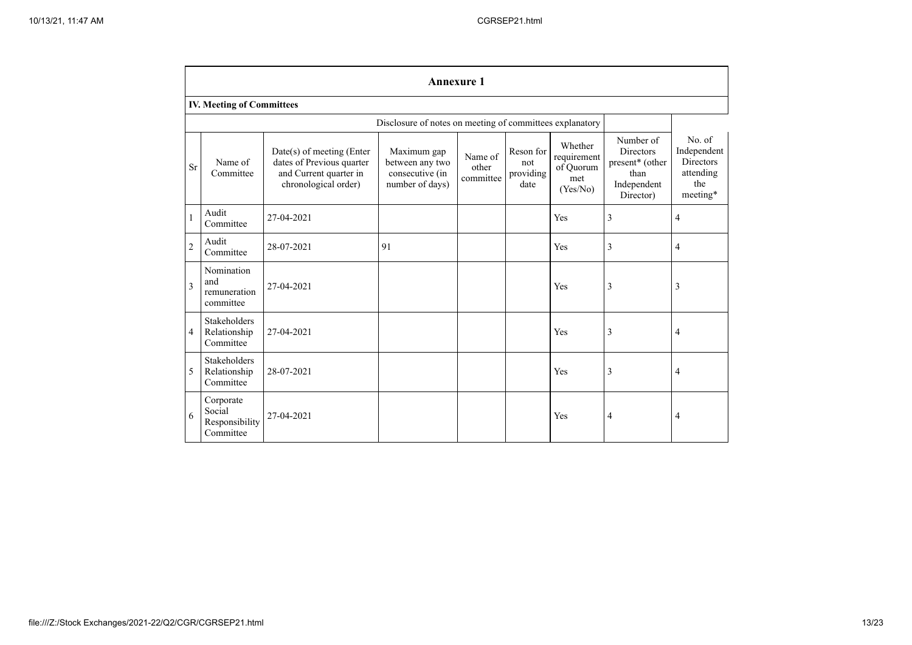## Annexure 1

### IV. Meeting of Committees

| | | | Disclosure of notes on meeting of committees explanatory | | | | | |
|---|---|---|---|---|---|---|---|---|
| Sr | Name of Committee | Date(s) of meeting (Enter dates of Previous quarter and Current quarter in chronological order) | Maximum gap between any two consecutive (in number of days) | Name of other committee | Reson for not providing date | Whether requirement of Quorum met (Yes/No) | Number of Directors present* (other than Independent Director) | No. of Independent Directors attending the meeting* |
| 1 | Audit Committee | 27-04-2021 | | | | Yes | 3 | 4 |
| 2 | Audit Committee | 28-07-2021 | 91 | | | Yes | 3 | 4 |
| 3 | Nomination and remuneration committee | 27-04-2021 | | | | Yes | 3 | 3 |
| 4 | Stakeholders Relationship Committee | 27-04-2021 | | | | Yes | 3 | 4 |
| 5 | Stakeholders Relationship Committee | 28-07-2021 | | | | Yes | 3 | 4 |
| 6 | Corporate Social Responsibility Committee | 27-04-2021 | | | | Yes | 4 | 4 |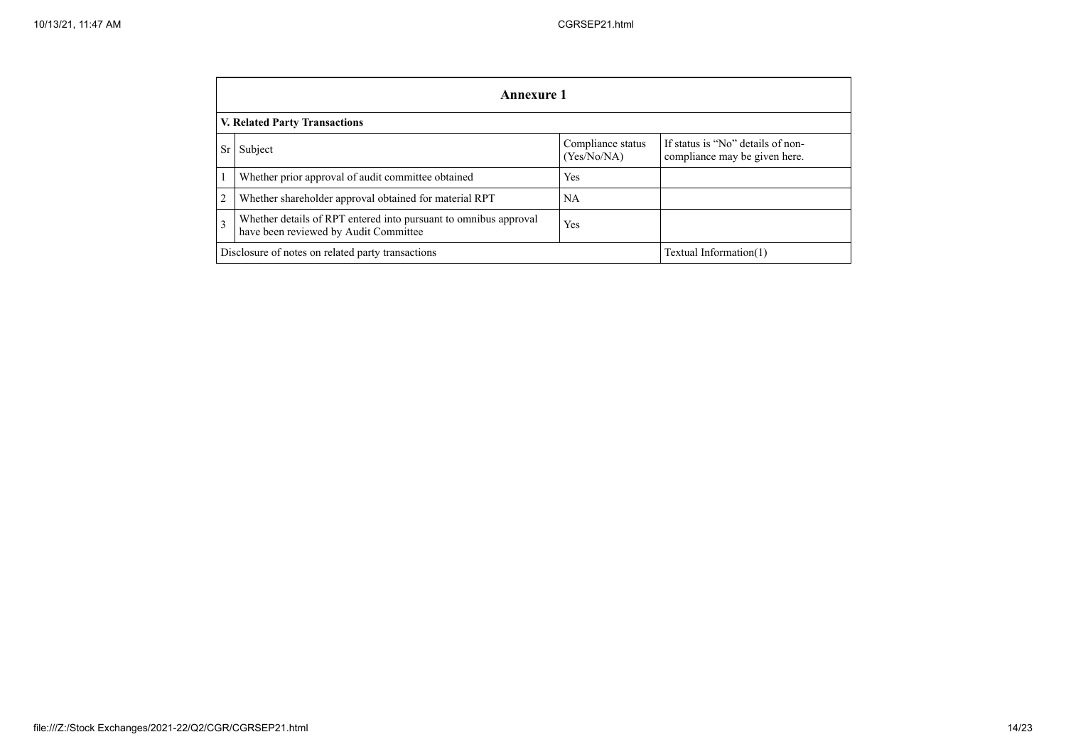| **Annexure 1** | | | |
|---|---|---|---|
| **V. Related Party Transactions** | | | |
| Sr | Subject | Compliance status (Yes/No/NA) | If status is "No" details of non-compliance may be given here. |
| 1 | Whether prior approval of audit committee obtained | Yes | |
| 2 | Whether shareholder approval obtained for material RPT | NA | |
| 3 | Whether details of RPT entered into pursuant to omnibus approval have been reviewed by Audit Committee | Yes | |
| Disclosure of notes on related party transactions | | | Textual Information(1) |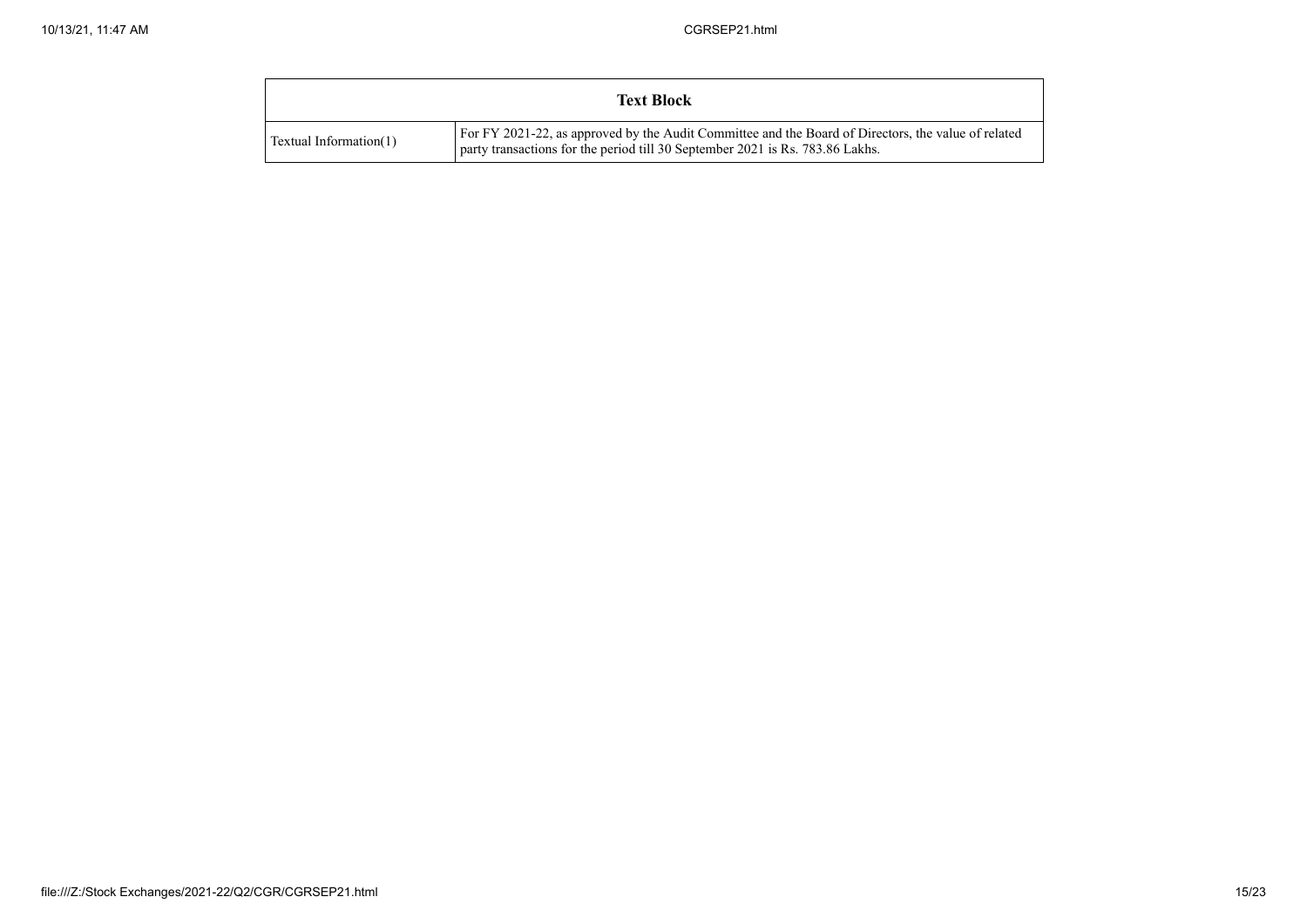| Text Block | |
|---|---|
| Textual Information(1) | For FY 2021-22, as approved by the Audit Committee and the Board of Directors, the value of related party transactions for the period till 30 September 2021 is Rs. 783.86 Lakhs. |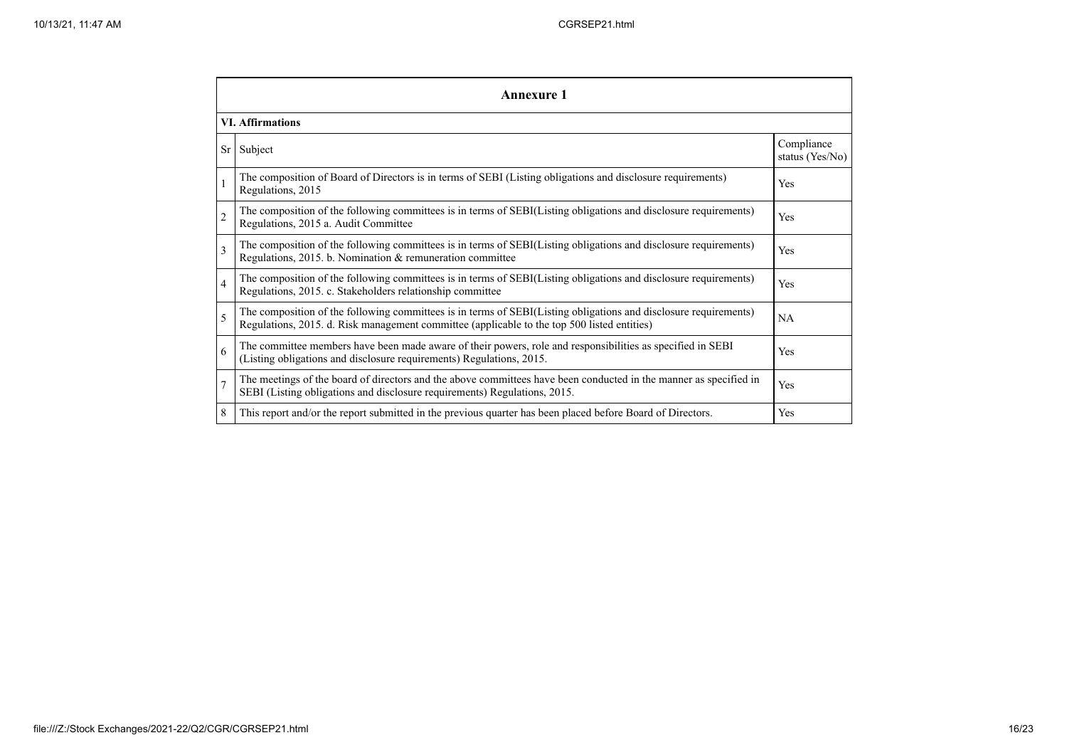| Annexure 1 | | |
|---|---|---|
| **VI. Affirmations** | | |
| Sr | Subject | Compliance status (Yes/No) |
| 1 | The composition of Board of Directors is in terms of SEBI (Listing obligations and disclosure requirements) Regulations, 2015 | Yes |
| 2 | The composition of the following committees is in terms of SEBI(Listing obligations and disclosure requirements) Regulations, 2015 a. Audit Committee | Yes |
| 3 | The composition of the following committees is in terms of SEBI(Listing obligations and disclosure requirements) Regulations, 2015. b. Nomination & remuneration committee | Yes |
| 4 | The composition of the following committees is in terms of SEBI(Listing obligations and disclosure requirements) Regulations, 2015. c. Stakeholders relationship committee | Yes |
| 5 | The composition of the following committees is in terms of SEBI(Listing obligations and disclosure requirements) Regulations, 2015. d. Risk management committee (applicable to the top 500 listed entities) | NA |
| 6 | The committee members have been made aware of their powers, role and responsibilities as specified in SEBI (Listing obligations and disclosure requirements) Regulations, 2015. | Yes |
| 7 | The meetings of the board of directors and the above committees have been conducted in the manner as specified in SEBI (Listing obligations and disclosure requirements) Regulations, 2015. | Yes |
| 8 | This report and/or the report submitted in the previous quarter has been placed before Board of Directors. | Yes |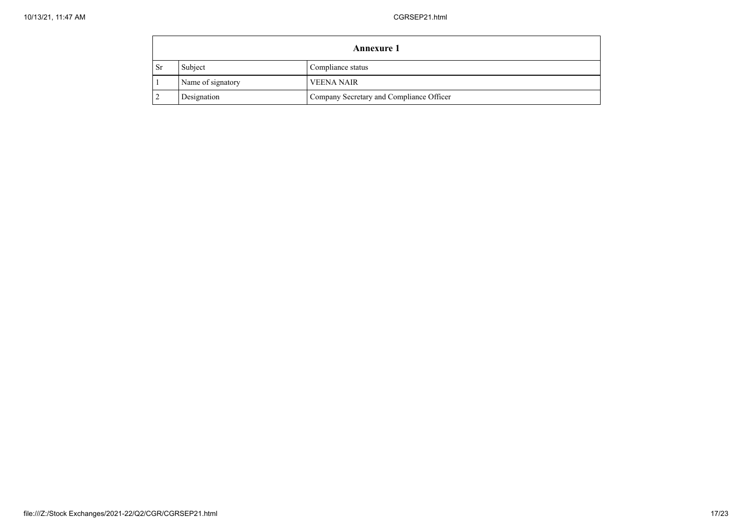| Annexure 1 | | |
|---|---|---|
| Sr | Subject | Compliance status |
| 1 | Name of signatory | VEENA NAIR |
| 2 | Designation | Company Secretary and Compliance Officer |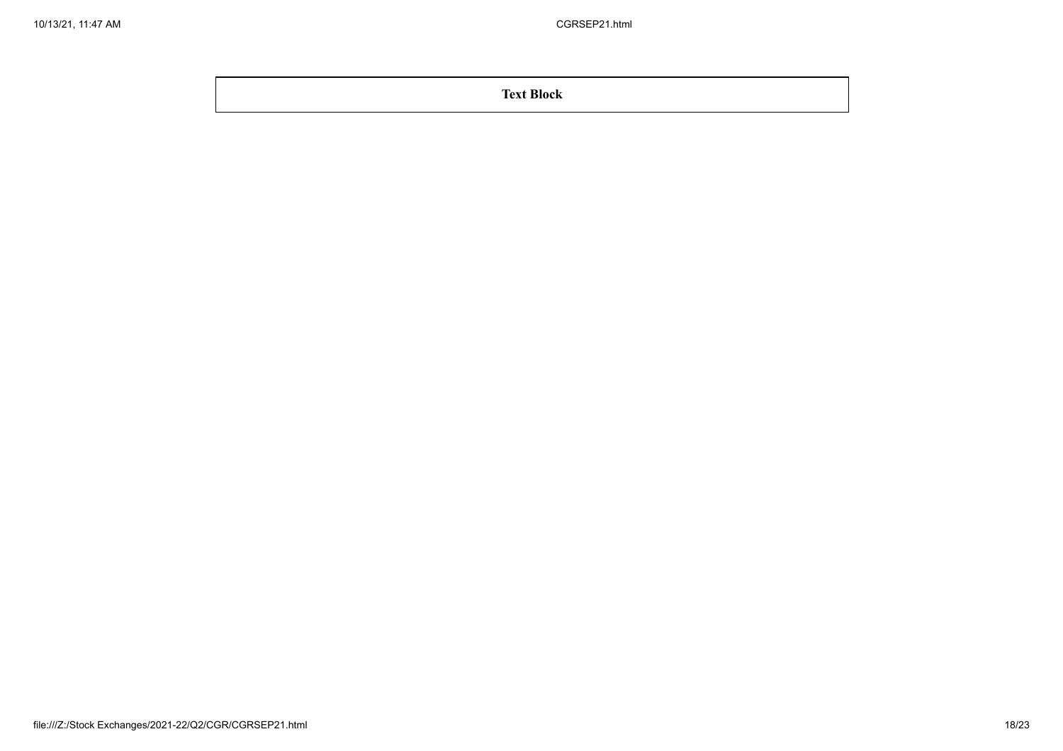| Text Block |
| --- |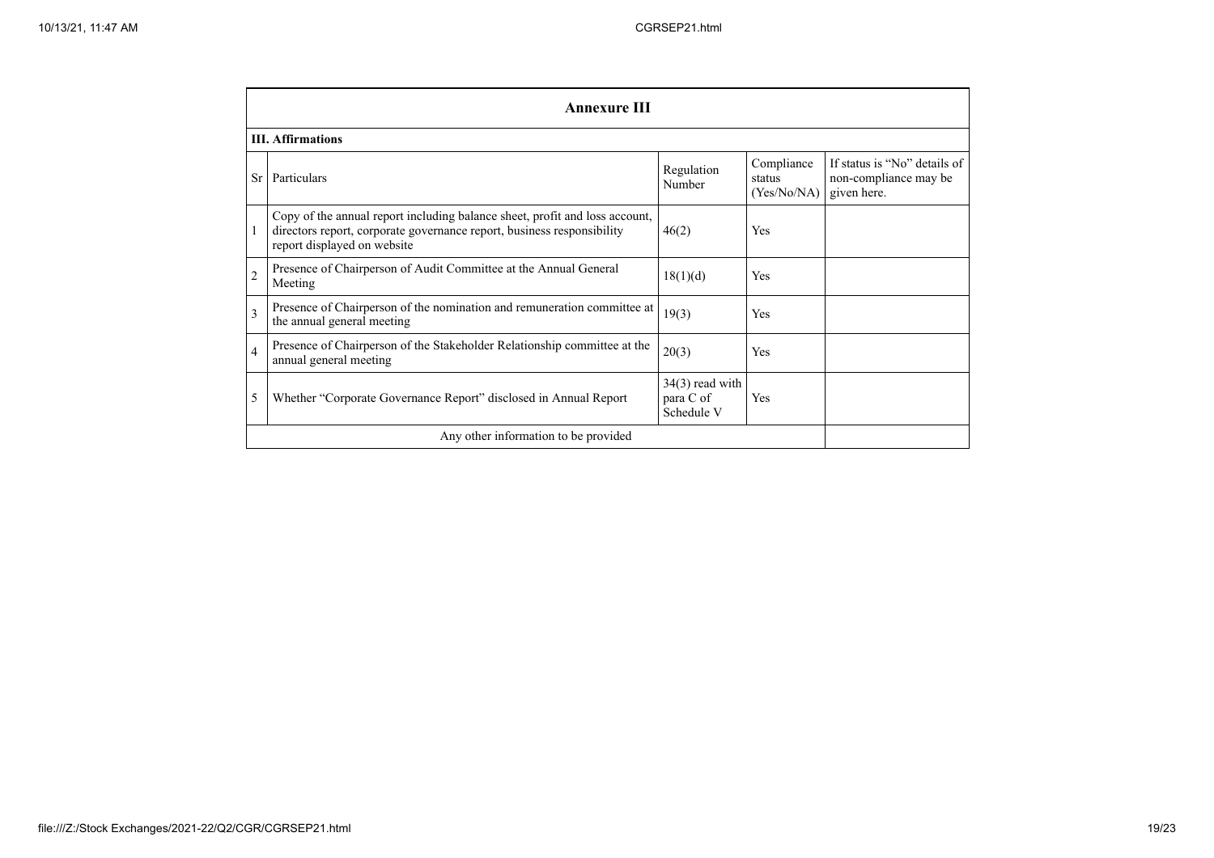## Annexure III

### III. Affirmations

| Sr | Particulars | Regulation Number | Compliance status (Yes/No/NA) | If status is "No" details of non-compliance may be given here. |
|---|---|---|---|---|
| 1 | Copy of the annual report including balance sheet, profit and loss account, directors report, corporate governance report, business responsibility report displayed on website | 46(2) | Yes | |
| 2 | Presence of Chairperson of Audit Committee at the Annual General Meeting | 18(1)(d) | Yes | |
| 3 | Presence of Chairperson of the nomination and remuneration committee at the annual general meeting | 19(3) | Yes | |
| 4 | Presence of Chairperson of the Stakeholder Relationship committee at the annual general meeting | 20(3) | Yes | |
| 5 | Whether "Corporate Governance Report" disclosed in Annual Report | 34(3) read with para C of Schedule V | Yes | |
| | Any other information to be provided | | | |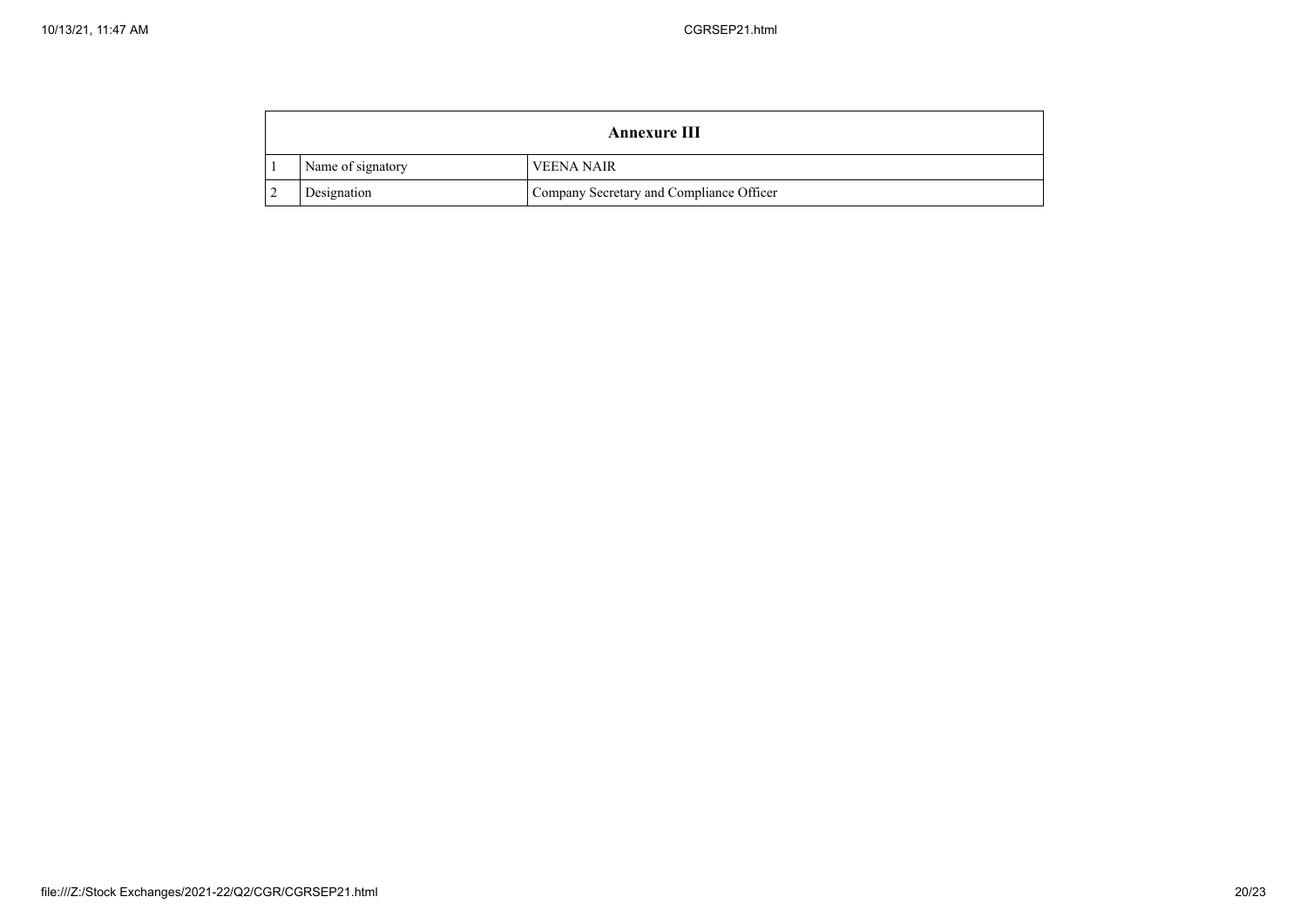| Annexure III | | |
|---|---|---|
| 1 | Name of signatory | VEENA NAIR |
| 2 | Designation | Company Secretary and Compliance Officer |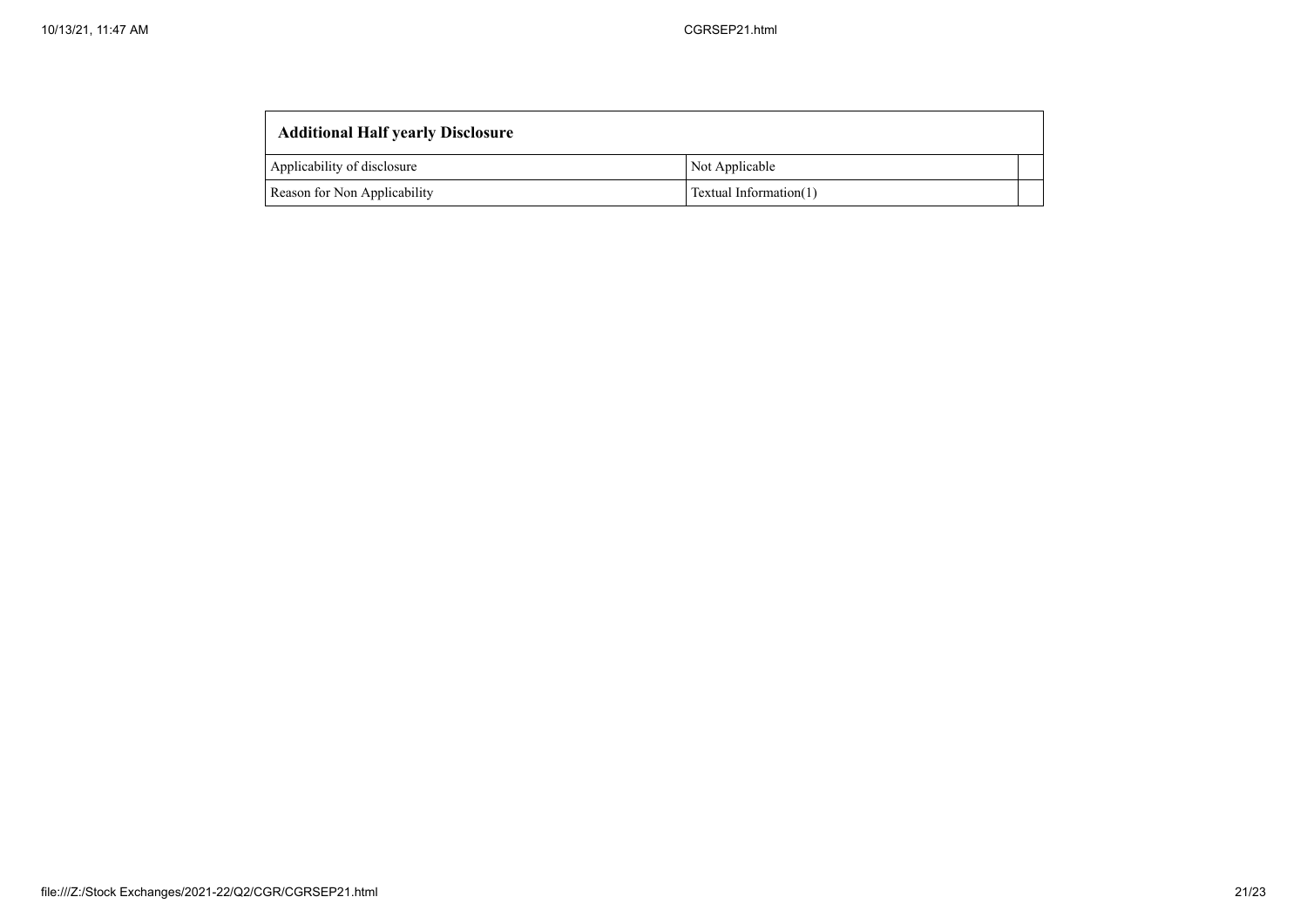| Additional Half yearly Disclosure | | |
| --- | --- | --- |
| Applicability of disclosure | Not Applicable | |
| Reason for Non Applicability | Textual Information(1) | |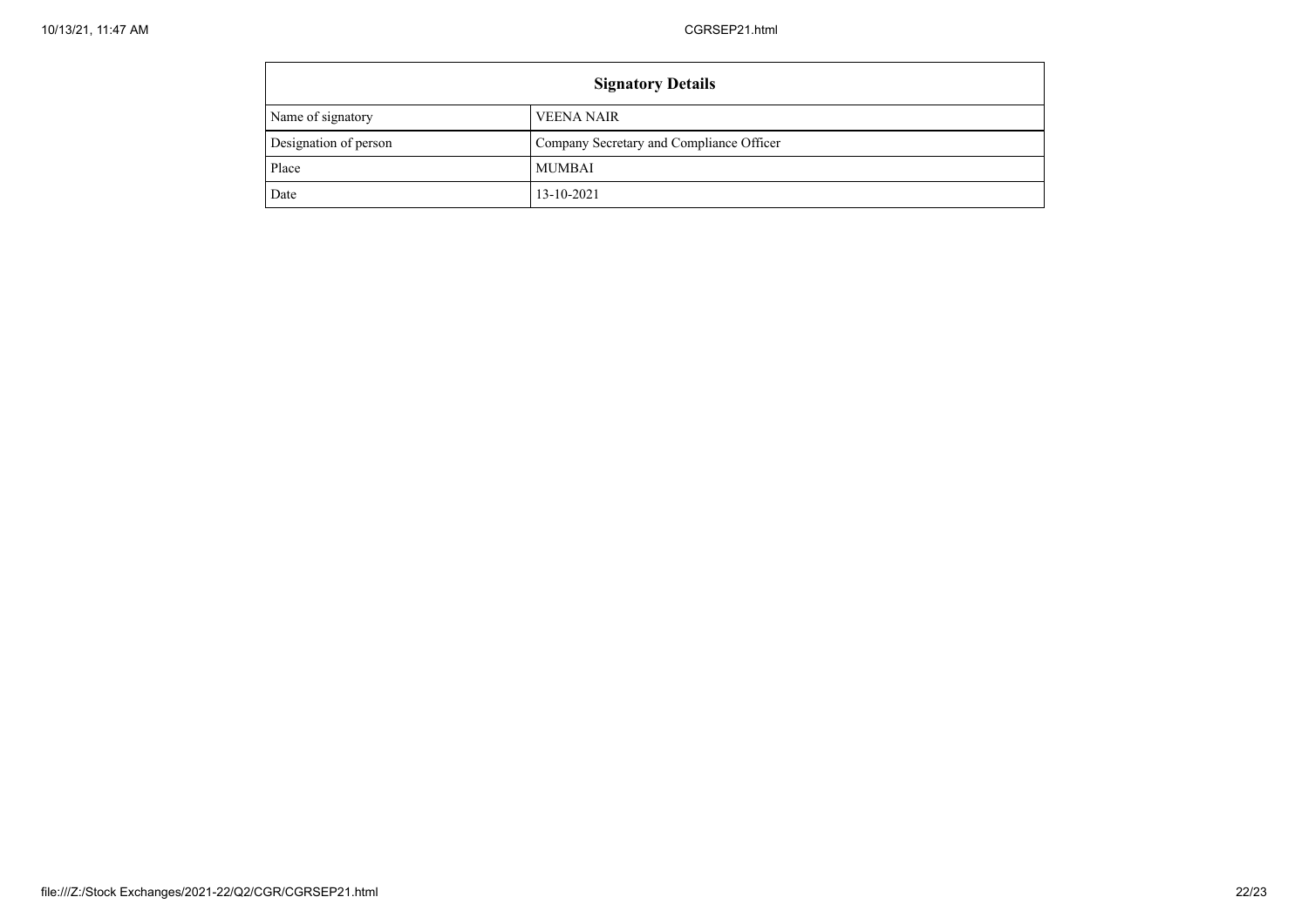| Signatory Details | |
|---|---|
| Name of signatory | VEENA NAIR |
| Designation of person | Company Secretary and Compliance Officer |
| Place | MUMBAI |
| Date | 13-10-2021 |